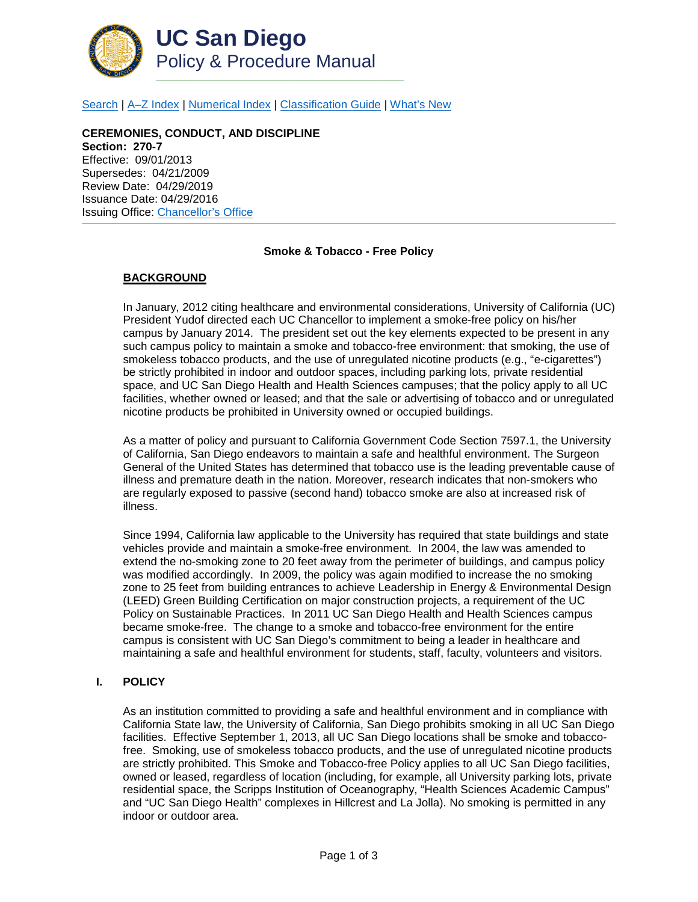# UC San Diego
## Policy & Procedure Manual

[Search](#) | [A–Z Index](#) | [Numerical Index](#) | [Classification Guide](#) | [What's New](#)

**CEREMONIES, CONDUCT, AND DISCIPLINE**
**Section: 270-7**
Effective: 09/01/2013
Supersedes: 04/21/2009
Review Date: 04/29/2019
Issuance Date: 04/29/2016
Issuing Office: [Chancellor's Office](#)

---

**Smoke & Tobacco - Free Policy**

## BACKGROUND

In January, 2012 citing healthcare and environmental considerations, University of California (UC) President Yudof directed each UC Chancellor to implement a smoke-free policy on his/her campus by January 2014. The president set out the key elements expected to be present in any such campus policy to maintain a smoke and tobacco-free environment: that smoking, the use of smokeless tobacco products, and the use of unregulated nicotine products (e.g., "e-cigarettes") be strictly prohibited in indoor and outdoor spaces, including parking lots, private residential space, and UC San Diego Health and Health Sciences campuses; that the policy apply to all UC facilities, whether owned or leased; and that the sale or advertising of tobacco and or unregulated nicotine products be prohibited in University owned or occupied buildings.

As a matter of policy and pursuant to California Government Code Section 7597.1, the University of California, San Diego endeavors to maintain a safe and healthful environment. The Surgeon General of the United States has determined that tobacco use is the leading preventable cause of illness and premature death in the nation. Moreover, research indicates that non-smokers who are regularly exposed to passive (second hand) tobacco smoke are also at increased risk of illness.

Since 1994, California law applicable to the University has required that state buildings and state vehicles provide and maintain a smoke-free environment. In 2004, the law was amended to extend the no-smoking zone to 20 feet away from the perimeter of buildings, and campus policy was modified accordingly. In 2009, the policy was again modified to increase the no smoking zone to 25 feet from building entrances to achieve Leadership in Energy & Environmental Design (LEED) Green Building Certification on major construction projects, a requirement of the UC Policy on Sustainable Practices. In 2011 UC San Diego Health and Health Sciences campus became smoke-free. The change to a smoke and tobacco-free environment for the entire campus is consistent with UC San Diego's commitment to being a leader in healthcare and maintaining a safe and healthful environment for students, staff, faculty, volunteers and visitors.

## I. POLICY

As an institution committed to providing a safe and healthful environment and in compliance with California State law, the University of California, San Diego prohibits smoking in all UC San Diego facilities. Effective September 1, 2013, all UC San Diego locations shall be smoke and tobacco-free. Smoking, use of smokeless tobacco products, and the use of unregulated nicotine products are strictly prohibited. This Smoke and Tobacco-free Policy applies to all UC San Diego facilities, owned or leased, regardless of location (including, for example, all University parking lots, private residential space, the Scripps Institution of Oceanography, "Health Sciences Academic Campus" and "UC San Diego Health" complexes in Hillcrest and La Jolla). No smoking is permitted in any indoor or outdoor area.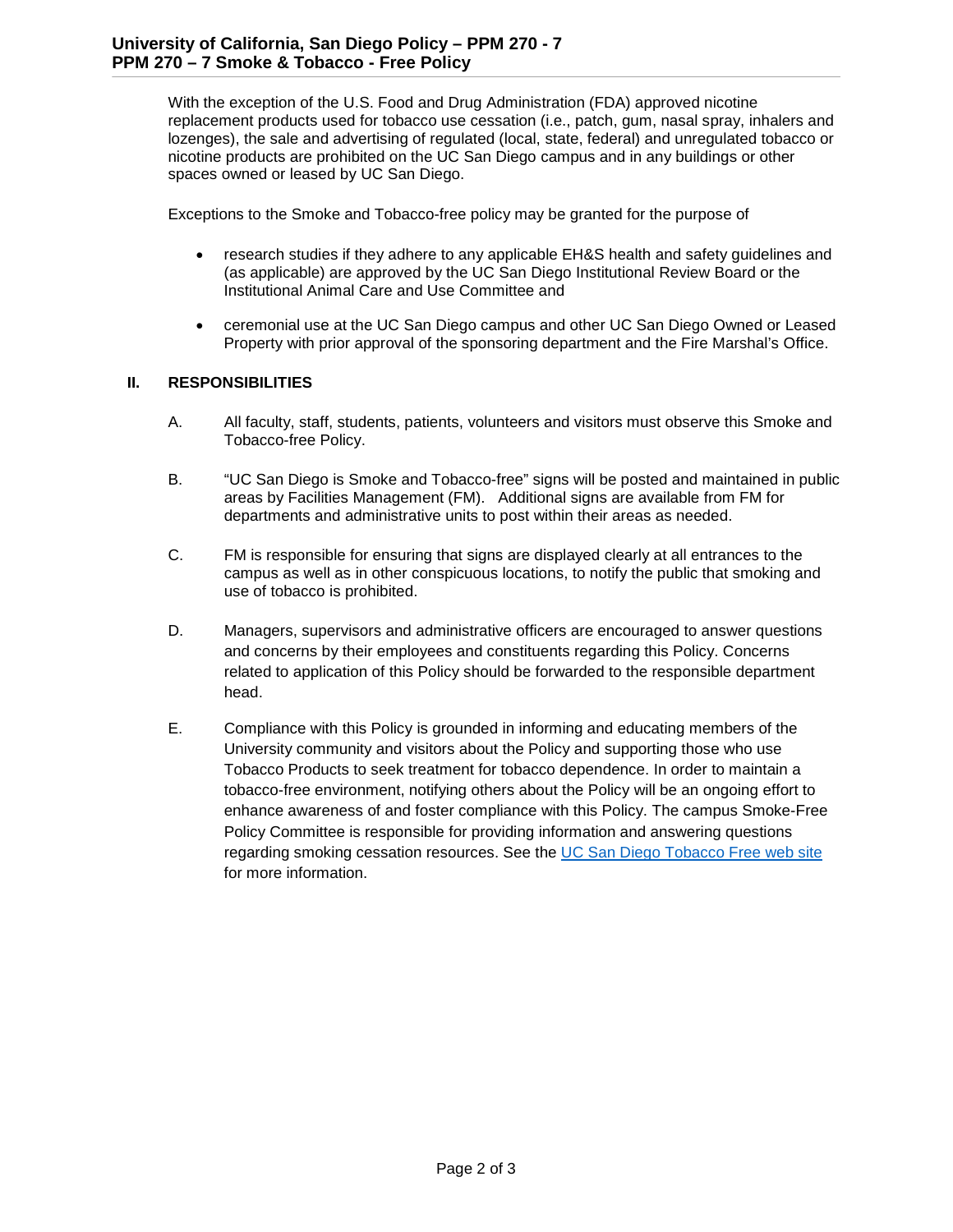With the exception of the U.S. Food and Drug Administration (FDA) approved nicotine replacement products used for tobacco use cessation (i.e., patch, gum, nasal spray, inhalers and lozenges), the sale and advertising of regulated (local, state, federal) and unregulated tobacco or nicotine products are prohibited on the UC San Diego campus and in any buildings or other spaces owned or leased by UC San Diego.

Exceptions to the Smoke and Tobacco-free policy may be granted for the purpose of

- research studies if they adhere to any applicable EH&S health and safety guidelines and (as applicable) are approved by the UC San Diego Institutional Review Board or the Institutional Animal Care and Use Committee and
- ceremonial use at the UC San Diego campus and other UC San Diego Owned or Leased Property with prior approval of the sponsoring department and the Fire Marshal's Office.

## II. RESPONSIBILITIES

A. All faculty, staff, students, patients, volunteers and visitors must observe this Smoke and Tobacco-free Policy.

B. "UC San Diego is Smoke and Tobacco-free" signs will be posted and maintained in public areas by Facilities Management (FM). Additional signs are available from FM for departments and administrative units to post within their areas as needed.

C. FM is responsible for ensuring that signs are displayed clearly at all entrances to the campus as well as in other conspicuous locations, to notify the public that smoking and use of tobacco is prohibited.

D. Managers, supervisors and administrative officers are encouraged to answer questions and concerns by their employees and constituents regarding this Policy. Concerns related to application of this Policy should be forwarded to the responsible department head.

E. Compliance with this Policy is grounded in informing and educating members of the University community and visitors about the Policy and supporting those who use Tobacco Products to seek treatment for tobacco dependence. In order to maintain a tobacco-free environment, notifying others about the Policy will be an ongoing effort to enhance awareness of and foster compliance with this Policy. The campus Smoke-Free Policy Committee is responsible for providing information and answering questions regarding smoking cessation resources. See the UC San Diego Tobacco Free web site for more information.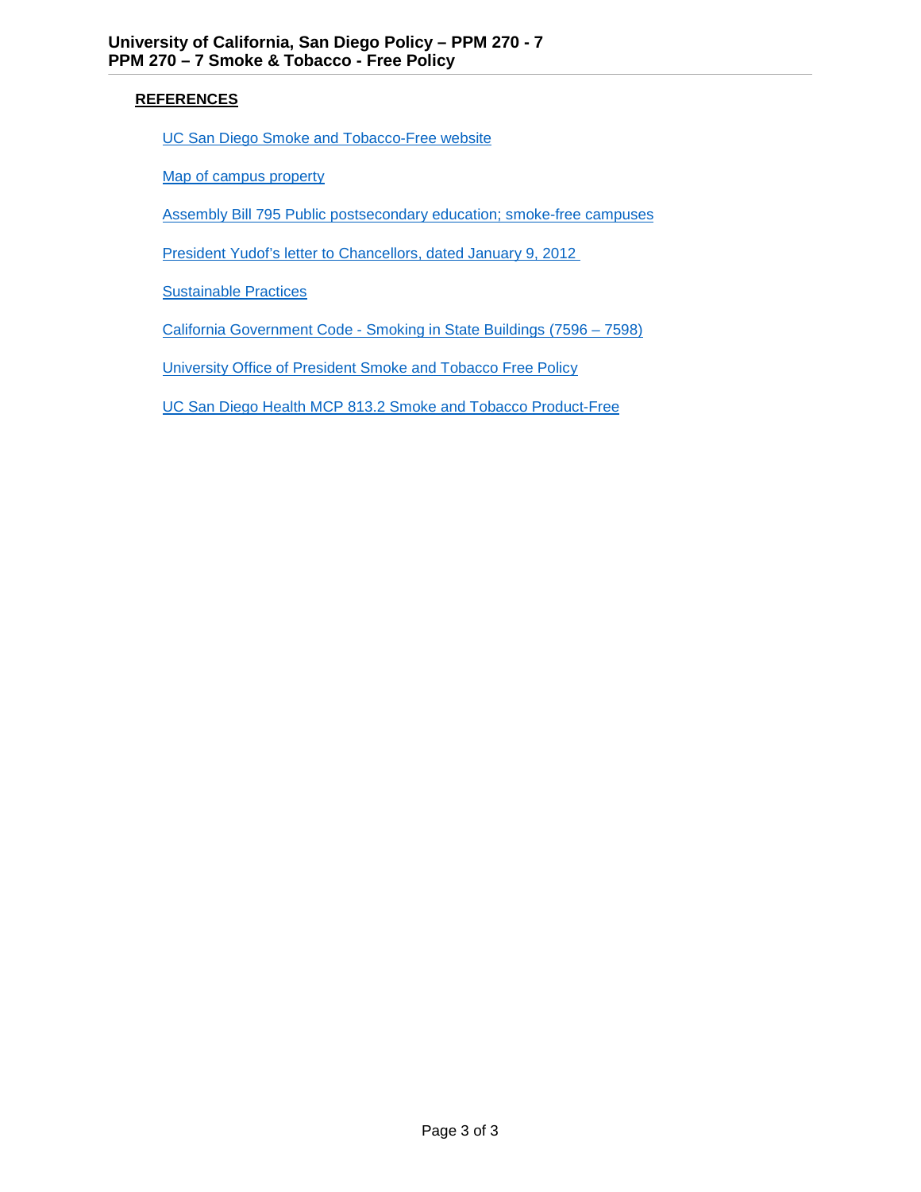## REFERENCES

UC San Diego Smoke and Tobacco-Free website

Map of campus property

Assembly Bill 795 Public postsecondary education; smoke-free campuses

President Yudof's letter to Chancellors, dated January 9, 2012

Sustainable Practices

California Government Code - Smoking in State Buildings (7596 – 7598)

University Office of President Smoke and Tobacco Free Policy

UC San Diego Health MCP 813.2 Smoke and Tobacco Product-Free